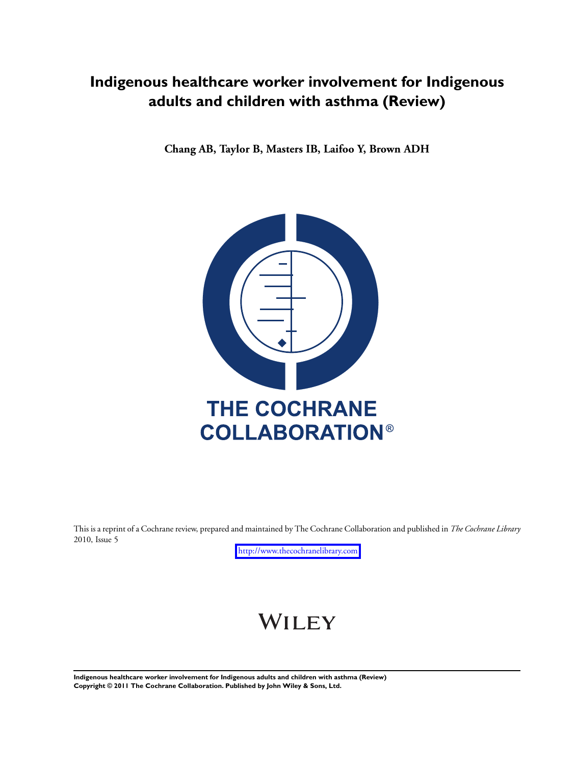# Indigenous healthcare worker involvement for Indigenous adults and children with asthma (Review)

**Chang AB, Taylor B, Masters IB, Laifoo Y, Brown ADH**

THE COCHRANE COLLABORATION®

This is a reprint of a Cochrane review, prepared and maintained by The Cochrane Collaboration and published in *The Cochrane Library* 2010, Issue 5

http://www.thecochranelibrary.com

WILEY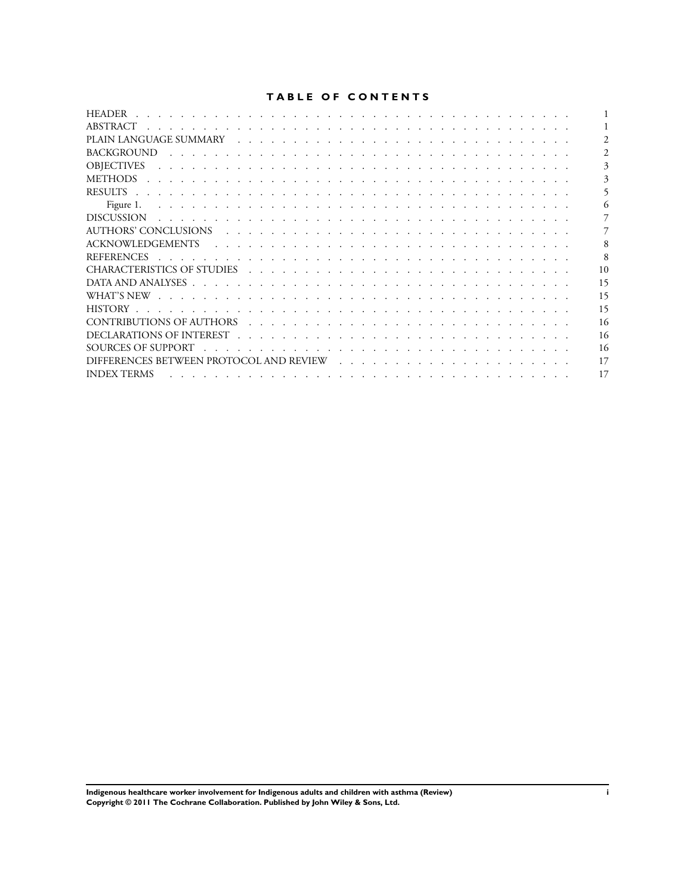# TABLE OF CONTENTS

| | |
|---|---|
| HEADER | 1 |
| ABSTRACT | 1 |
| PLAIN LANGUAGE SUMMARY | 2 |
| BACKGROUND | 2 |
| OBJECTIVES | 3 |
| METHODS | 3 |
| RESULTS | 5 |
| Figure 1. | 6 |
| DISCUSSION | 7 |
| AUTHORS' CONCLUSIONS | 7 |
| ACKNOWLEDGEMENTS | 8 |
| REFERENCES | 8 |
| CHARACTERISTICS OF STUDIES | 10 |
| DATA AND ANALYSES | 15 |
| WHAT'S NEW | 15 |
| HISTORY | 15 |
| CONTRIBUTIONS OF AUTHORS | 16 |
| DECLARATIONS OF INTEREST | 16 |
| SOURCES OF SUPPORT | 16 |
| DIFFERENCES BETWEEN PROTOCOL AND REVIEW | 17 |
| INDEX TERMS | 17 |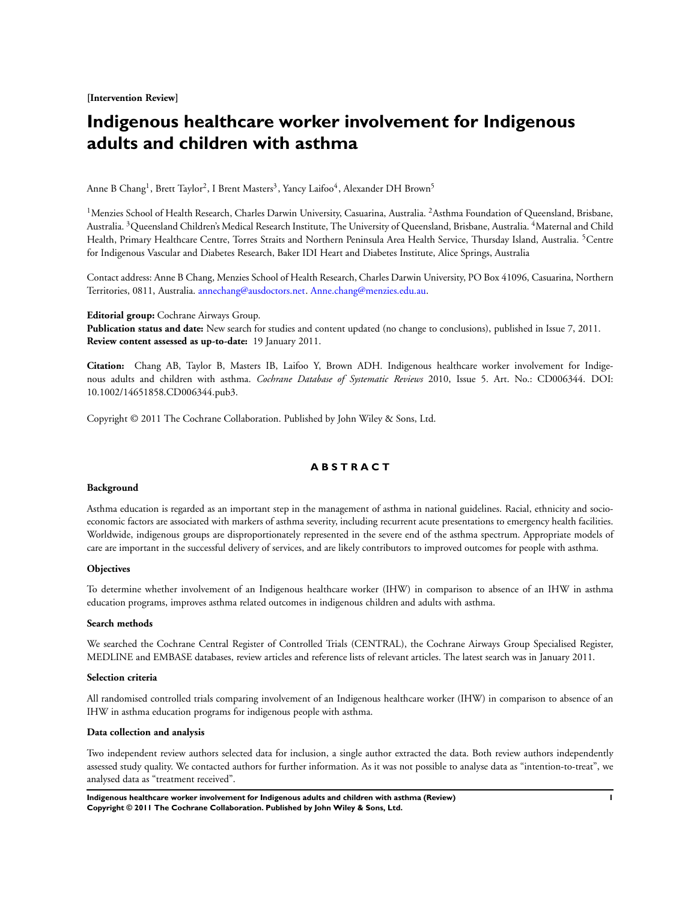**[Intervention Review]**

# Indigenous healthcare worker involvement for Indigenous adults and children with asthma

Anne B Chang[1], Brett Taylor[2], I Brent Masters[3], Yancy Laifoo[4], Alexander DH Brown[5]

[1]Menzies School of Health Research, Charles Darwin University, Casuarina, Australia. [2]Asthma Foundation of Queensland, Brisbane, Australia. [3]Queensland Children's Medical Research Institute, The University of Queensland, Brisbane, Australia. [4]Maternal and Child Health, Primary Healthcare Centre, Torres Straits and Northern Peninsula Area Health Service, Thursday Island, Australia. [5]Centre for Indigenous Vascular and Diabetes Research, Baker IDI Heart and Diabetes Institute, Alice Springs, Australia

Contact address: Anne B Chang, Menzies School of Health Research, Charles Darwin University, PO Box 41096, Casuarina, Northern Territories, 0811, Australia. annechang@ausdoctors.net. Anne.chang@menzies.edu.au.

**Editorial group:** Cochrane Airways Group.
**Publication status and date:** New search for studies and content updated (no change to conclusions), published in Issue 7, 2011.
**Review content assessed as up-to-date:** 19 January 2011.

**Citation:** Chang AB, Taylor B, Masters IB, Laifoo Y, Brown ADH. Indigenous healthcare worker involvement for Indigenous adults and children with asthma. *Cochrane Database of Systematic Reviews* 2010, Issue 5. Art. No.: CD006344. DOI: 10.1002/14651858.CD006344.pub3.

Copyright © 2011 The Cochrane Collaboration. Published by John Wiley & Sons, Ltd.

## ABSTRACT

### Background

Asthma education is regarded as an important step in the management of asthma in national guidelines. Racial, ethnicity and socio-economic factors are associated with markers of asthma severity, including recurrent acute presentations to emergency health facilities. Worldwide, indigenous groups are disproportionately represented in the severe end of the asthma spectrum. Appropriate models of care are important in the successful delivery of services, and are likely contributors to improved outcomes for people with asthma.

### Objectives

To determine whether involvement of an Indigenous healthcare worker (IHW) in comparison to absence of an IHW in asthma education programs, improves asthma related outcomes in indigenous children and adults with asthma.

### Search methods

We searched the Cochrane Central Register of Controlled Trials (CENTRAL), the Cochrane Airways Group Specialised Register, MEDLINE and EMBASE databases, review articles and reference lists of relevant articles. The latest search was in January 2011.

### Selection criteria

All randomised controlled trials comparing involvement of an Indigenous healthcare worker (IHW) in comparison to absence of an IHW in asthma education programs for indigenous people with asthma.

### Data collection and analysis

Two independent review authors selected data for inclusion, a single author extracted the data. Both review authors independently assessed study quality. We contacted authors for further information. As it was not possible to analyse data as "intention-to-treat", we analysed data as "treatment received".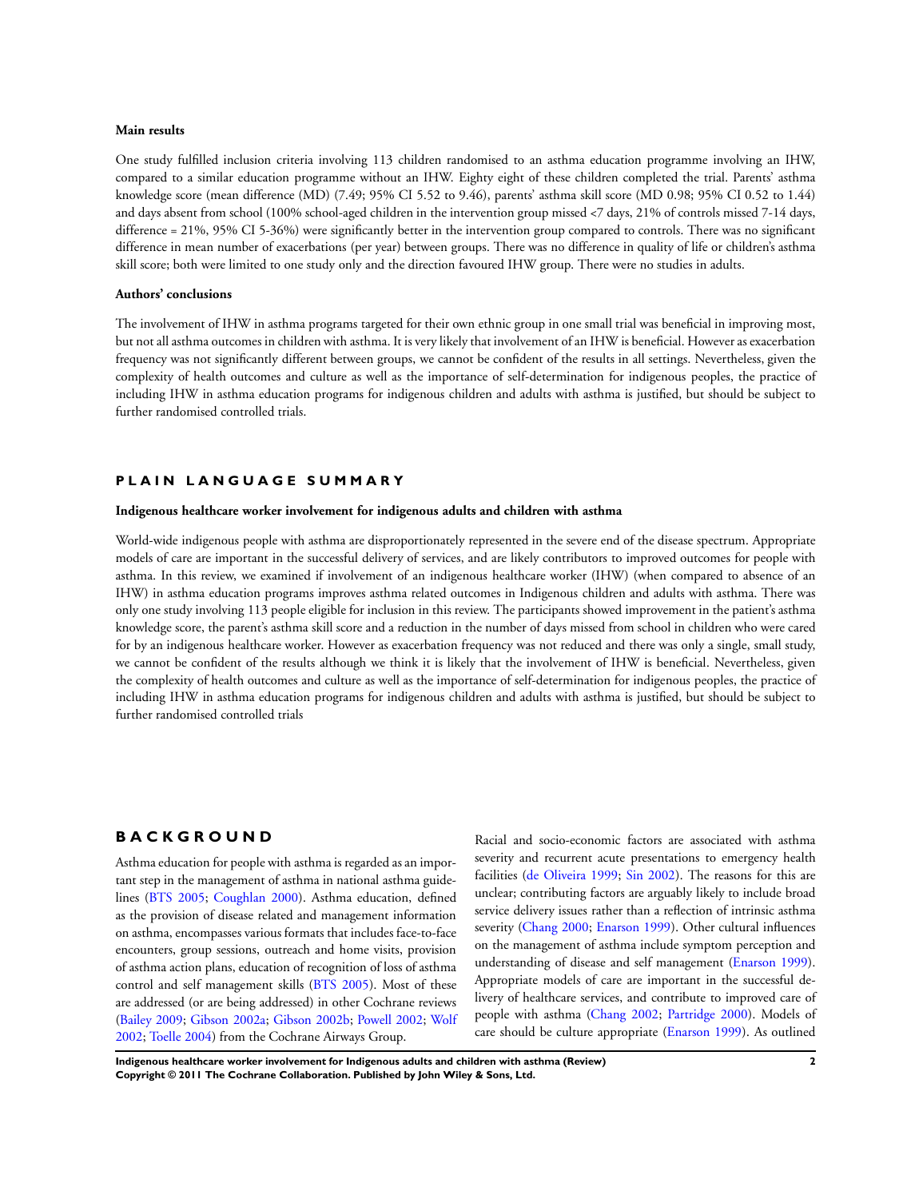#### Main results

One study fulfilled inclusion criteria involving 113 children randomised to an asthma education programme involving an IHW, compared to a similar education programme without an IHW. Eighty eight of these children completed the trial. Parents' asthma knowledge score (mean difference (MD) (7.49; 95% CI 5.52 to 9.46), parents' asthma skill score (MD 0.98; 95% CI 0.52 to 1.44) and days absent from school (100% school-aged children in the intervention group missed <7 days, 21% of controls missed 7-14 days, difference = 21%, 95% CI 5-36%) were significantly better in the intervention group compared to controls. There was no significant difference in mean number of exacerbations (per year) between groups. There was no difference in quality of life or children's asthma skill score; both were limited to one study only and the direction favoured IHW group. There were no studies in adults.

#### Authors' conclusions

The involvement of IHW in asthma programs targeted for their own ethnic group in one small trial was beneficial in improving most, but not all asthma outcomes in children with asthma. It is very likely that involvement of an IHW is beneficial. However as exacerbation frequency was not significantly different between groups, we cannot be confident of the results in all settings. Nevertheless, given the complexity of health outcomes and culture as well as the importance of self-determination for indigenous peoples, the practice of including IHW in asthma education programs for indigenous children and adults with asthma is justified, but should be subject to further randomised controlled trials.

## PLAIN LANGUAGE SUMMARY

#### Indigenous healthcare worker involvement for indigenous adults and children with asthma

World-wide indigenous people with asthma are disproportionately represented in the severe end of the disease spectrum. Appropriate models of care are important in the successful delivery of services, and are likely contributors to improved outcomes for people with asthma. In this review, we examined if involvement of an indigenous healthcare worker (IHW) (when compared to absence of an IHW) in asthma education programs improves asthma related outcomes in Indigenous children and adults with asthma. There was only one study involving 113 people eligible for inclusion in this review. The participants showed improvement in the patient's asthma knowledge score, the parent's asthma skill score and a reduction in the number of days missed from school in children who were cared for by an indigenous healthcare worker. However as exacerbation frequency was not reduced and there was only a single, small study, we cannot be confident of the results although we think it is likely that the involvement of IHW is beneficial. Nevertheless, given the complexity of health outcomes and culture as well as the importance of self-determination for indigenous peoples, the practice of including IHW in asthma education programs for indigenous children and adults with asthma is justified, but should be subject to further randomised controlled trials

## BACKGROUND

Asthma education for people with asthma is regarded as an important step in the management of asthma in national asthma guidelines (BTS 2005; Coughlan 2000). Asthma education, defined as the provision of disease related and management information on asthma, encompasses various formats that includes face-to-face encounters, group sessions, outreach and home visits, provision of asthma action plans, education of recognition of loss of asthma control and self management skills (BTS 2005). Most of these are addressed (or are being addressed) in other Cochrane reviews (Bailey 2009; Gibson 2002a; Gibson 2002b; Powell 2002; Wolf 2002; Toelle 2004) from the Cochrane Airways Group.

Racial and socio-economic factors are associated with asthma severity and recurrent acute presentations to emergency health facilities (de Oliveira 1999; Sin 2002). The reasons for this are unclear; contributing factors are arguably likely to include broad service delivery issues rather than a reflection of intrinsic asthma severity (Chang 2000; Enarson 1999). Other cultural influences on the management of asthma include symptom perception and understanding of disease and self management (Enarson 1999). Appropriate models of care are important in the successful delivery of healthcare services, and contribute to improved care of people with asthma (Chang 2002; Partridge 2000). Models of care should be culture appropriate (Enarson 1999). As outlined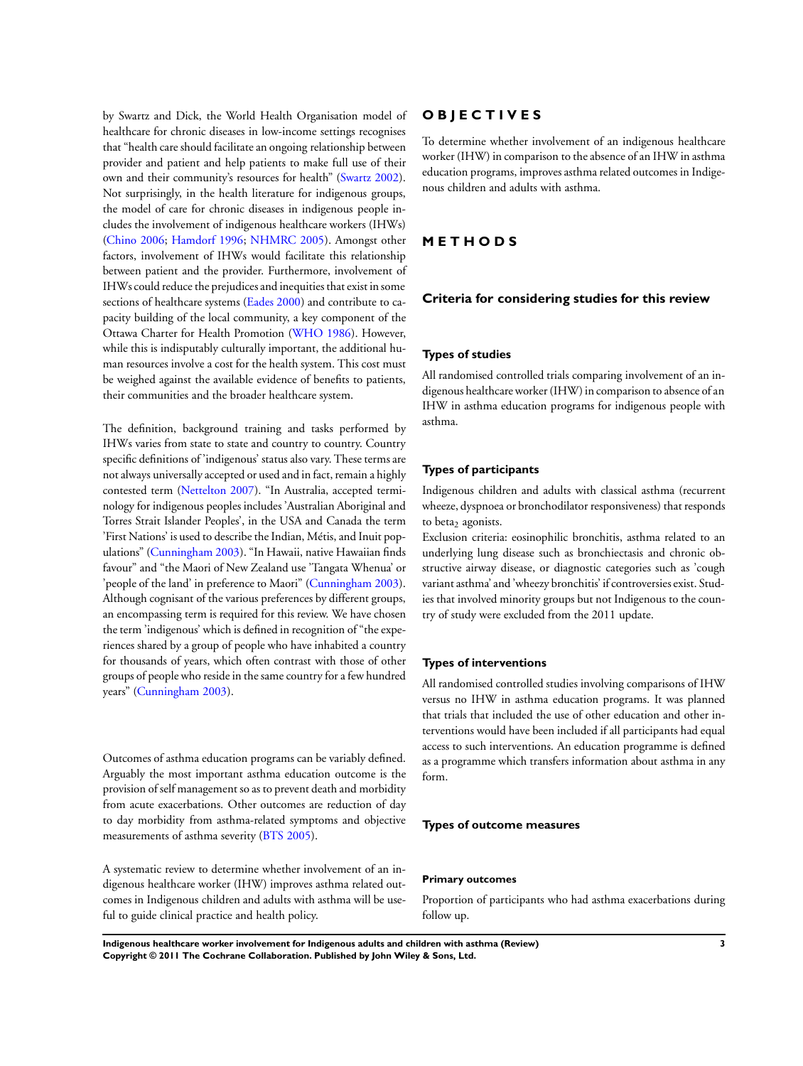by Swartz and Dick, the World Health Organisation model of healthcare for chronic diseases in low-income settings recognises that "health care should facilitate an ongoing relationship between provider and patient and help patients to make full use of their own and their community's resources for health" (Swartz 2002). Not surprisingly, in the health literature for indigenous groups, the model of care for chronic diseases in indigenous people includes the involvement of indigenous healthcare workers (IHWs) (Chino 2006; Hamdorf 1996; NHMRC 2005). Amongst other factors, involvement of IHWs would facilitate this relationship between patient and the provider. Furthermore, involvement of IHWs could reduce the prejudices and inequities that exist in some sections of healthcare systems (Eades 2000) and contribute to capacity building of the local community, a key component of the Ottawa Charter for Health Promotion (WHO 1986). However, while this is indisputably culturally important, the additional human resources involve a cost for the health system. This cost must be weighed against the available evidence of benefits to patients, their communities and the broader healthcare system.

The definition, background training and tasks performed by IHWs varies from state to state and country to country. Country specific definitions of 'indigenous' status also vary. These terms are not always universally accepted or used and in fact, remain a highly contested term (Nettelton 2007). "In Australia, accepted terminology for indigenous peoples includes 'Australian Aboriginal and Torres Strait Islander Peoples', in the USA and Canada the term 'First Nations' is used to describe the Indian, Métis, and Inuit populations" (Cunningham 2003). "In Hawaii, native Hawaiian finds favour" and "the Maori of New Zealand use 'Tangata Whenua' or 'people of the land' in preference to Maori" (Cunningham 2003). Although cognisant of the various preferences by different groups, an encompassing term is required for this review. We have chosen the term 'indigenous' which is defined in recognition of "the experiences shared by a group of people who have inhabited a country for thousands of years, which often contrast with those of other groups of people who reside in the same country for a few hundred years" (Cunningham 2003).

Outcomes of asthma education programs can be variably defined. Arguably the most important asthma education outcome is the provision of self management so as to prevent death and morbidity from acute exacerbations. Other outcomes are reduction of day to day morbidity from asthma-related symptoms and objective measurements of asthma severity (BTS 2005).

A systematic review to determine whether involvement of an indigenous healthcare worker (IHW) improves asthma related outcomes in Indigenous children and adults with asthma will be useful to guide clinical practice and health policy.

# OBJECTIVES

To determine whether involvement of an indigenous healthcare worker (IHW) in comparison to the absence of an IHW in asthma education programs, improves asthma related outcomes in Indigenous children and adults with asthma.

# METHODS

## Criteria for considering studies for this review

### Types of studies

All randomised controlled trials comparing involvement of an indigenous healthcare worker (IHW) in comparison to absence of an IHW in asthma education programs for indigenous people with asthma.

### Types of participants

Indigenous children and adults with classical asthma (recurrent wheeze, dyspnoea or bronchodilator responsiveness) that responds to beta$_2$ agonists.

Exclusion criteria: eosinophilic bronchitis, asthma related to an underlying lung disease such as bronchiectasis and chronic obstructive airway disease, or diagnostic categories such as 'cough variant asthma' and 'wheezy bronchitis' if controversies exist. Studies that involved minority groups but not Indigenous to the country of study were excluded from the 2011 update.

### Types of interventions

All randomised controlled studies involving comparisons of IHW versus no IHW in asthma education programs. It was planned that trials that included the use of other education and other interventions would have been included if all participants had equal access to such interventions. An education programme is defined as a programme which transfers information about asthma in any form.

### Types of outcome measures

#### Primary outcomes

Proportion of participants who had asthma exacerbations during follow up.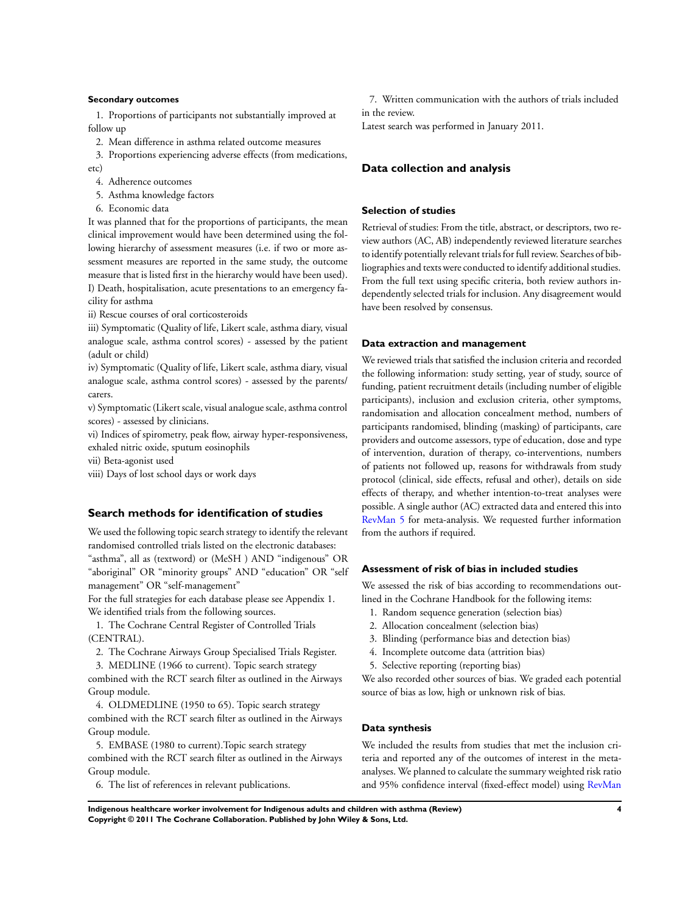### Secondary outcomes

1. Proportions of participants not substantially improved at follow up
2. Mean difference in asthma related outcome measures
3. Proportions experiencing adverse effects (from medications, etc)
4. Adherence outcomes
5. Asthma knowledge factors
6. Economic data

It was planned that for the proportions of participants, the mean clinical improvement would have been determined using the following hierarchy of assessment measures (i.e. if two or more assessment measures are reported in the same study, the outcome measure that is listed first in the hierarchy would have been used).

I) Death, hospitalisation, acute presentations to an emergency facility for asthma

ii) Rescue courses of oral corticosteroids

iii) Symptomatic (Quality of life, Likert scale, asthma diary, visual analogue scale, asthma control scores) - assessed by the patient (adult or child)

iv) Symptomatic (Quality of life, Likert scale, asthma diary, visual analogue scale, asthma control scores) - assessed by the parents/carers.

v) Symptomatic (Likert scale, visual analogue scale, asthma control scores) - assessed by clinicians.

vi) Indices of spirometry, peak flow, airway hyper-responsiveness, exhaled nitric oxide, sputum eosinophils

vii) Beta-agonist used

viii) Days of lost school days or work days

## Search methods for identification of studies

We used the following topic search strategy to identify the relevant randomised controlled trials listed on the electronic databases: "asthma", all as (textword) or (MeSH ) AND "indigenous" OR "aboriginal" OR "minority groups" AND "education" OR "self management" OR "self-management"

For the full strategies for each database please see Appendix 1.

We identified trials from the following sources.

1. The Cochrane Central Register of Controlled Trials (CENTRAL).
2. The Cochrane Airways Group Specialised Trials Register.
3. MEDLINE (1966 to current). Topic search strategy combined with the RCT search filter as outlined in the Airways Group module.
4. OLDMEDLINE (1950 to 65). Topic search strategy combined with the RCT search filter as outlined in the Airways Group module.
5. EMBASE (1980 to current).Topic search strategy combined with the RCT search filter as outlined in the Airways Group module.
6. The list of references in relevant publications.
7. Written communication with the authors of trials included in the review.

Latest search was performed in January 2011.

## Data collection and analysis

### Selection of studies

Retrieval of studies: From the title, abstract, or descriptors, two review authors (AC, AB) independently reviewed literature searches to identify potentially relevant trials for full review. Searches of bibliographies and texts were conducted to identify additional studies. From the full text using specific criteria, both review authors independently selected trials for inclusion. Any disagreement would have been resolved by consensus.

### Data extraction and management

We reviewed trials that satisfied the inclusion criteria and recorded the following information: study setting, year of study, source of funding, patient recruitment details (including number of eligible participants), inclusion and exclusion criteria, other symptoms, randomisation and allocation concealment method, numbers of participants randomised, blinding (masking) of participants, care providers and outcome assessors, type of education, dose and type of intervention, duration of therapy, co-interventions, numbers of patients not followed up, reasons for withdrawals from study protocol (clinical, side effects, refusal and other), details on side effects of therapy, and whether intention-to-treat analyses were possible. A single author (AC) extracted data and entered this into RevMan 5 for meta-analysis. We requested further information from the authors if required.

### Assessment of risk of bias in included studies

We assessed the risk of bias according to recommendations outlined in the Cochrane Handbook for the following items:

1. Random sequence generation (selection bias)
2. Allocation concealment (selection bias)
3. Blinding (performance bias and detection bias)
4. Incomplete outcome data (attrition bias)
5. Selective reporting (reporting bias)

We also recorded other sources of bias. We graded each potential source of bias as low, high or unknown risk of bias.

### Data synthesis

We included the results from studies that met the inclusion criteria and reported any of the outcomes of interest in the meta-analyses. We planned to calculate the summary weighted risk ratio and 95% confidence interval (fixed-effect model) using RevMan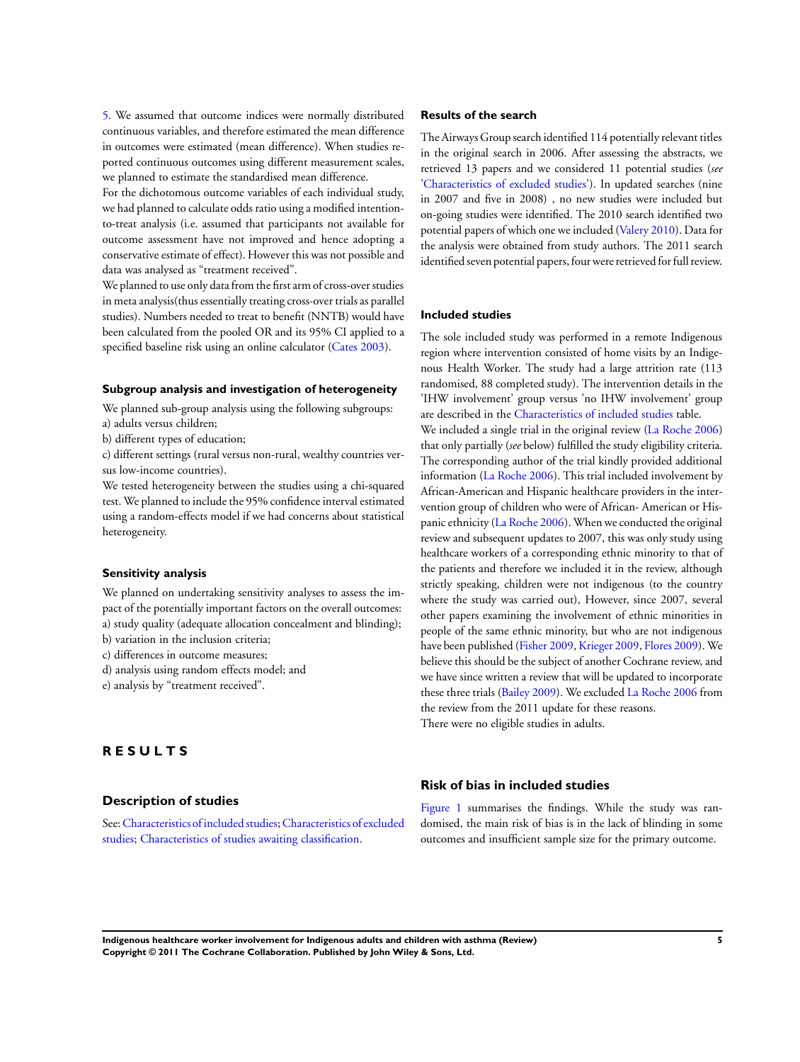5. We assumed that outcome indices were normally distributed continuous variables, and therefore estimated the mean difference in outcomes were estimated (mean difference). When studies reported continuous outcomes using different measurement scales, we planned to estimate the standardised mean difference.

For the dichotomous outcome variables of each individual study, we had planned to calculate odds ratio using a modified intention-to-treat analysis (i.e. assumed that participants not available for outcome assessment have not improved and hence adopting a conservative estimate of effect). However this was not possible and data was analysed as "treatment received".

We planned to use only data from the first arm of cross-over studies in meta analysis(thus essentially treating cross-over trials as parallel studies). Numbers needed to treat to benefit (NNTB) would have been calculated from the pooled OR and its 95% CI applied to a specified baseline risk using an online calculator (Cates 2003).

### Subgroup analysis and investigation of heterogeneity

We planned sub-group analysis using the following subgroups:

a) adults versus children;

b) different types of education;

c) different settings (rural versus non-rural, wealthy countries versus low-income countries).

We tested heterogeneity between the studies using a chi-squared test. We planned to include the 95% confidence interval estimated using a random-effects model if we had concerns about statistical heterogeneity.

### Sensitivity analysis

We planned on undertaking sensitivity analyses to assess the impact of the potentially important factors on the overall outcomes:

a) study quality (adequate allocation concealment and blinding);

b) variation in the inclusion criteria;

c) differences in outcome measures;

d) analysis using random effects model; and

e) analysis by "treatment received".

# RESULTS

### Description of studies

See: Characteristics of included studies; Characteristics of excluded studies; Characteristics of studies awaiting classification.

### Results of the search

The Airways Group search identified 114 potentially relevant titles in the original search in 2006. After assessing the abstracts, we retrieved 13 papers and we considered 11 potential studies (*see* 'Characteristics of excluded studies'). In updated searches (nine in 2007 and five in 2008) , no new studies were included but on-going studies were identified. The 2010 search identified two potential papers of which one we included (Valery 2010). Data for the analysis were obtained from study authors. The 2011 search identified seven potential papers, four were retrieved for full review.

### Included studies

The sole included study was performed in a remote Indigenous region where intervention consisted of home visits by an Indigenous Health Worker. The study had a large attrition rate (113 randomised, 88 completed study). The intervention details in the 'IHW involvement' group versus 'no IHW involvement' group are described in the Characteristics of included studies table.

We included a single trial in the original review (La Roche 2006) that only partially (*see* below) fulfilled the study eligibility criteria. The corresponding author of the trial kindly provided additional information (La Roche 2006). This trial included involvement by African-American and Hispanic healthcare providers in the intervention group of children who were of African- American or Hispanic ethnicity (La Roche 2006). When we conducted the original review and subsequent updates to 2007, this was only study using healthcare workers of a corresponding ethnic minority to that of the patients and therefore we included it in the review, although strictly speaking, children were not indigenous (to the country where the study was carried out), However, since 2007, several other papers examining the involvement of ethnic minorities in people of the same ethnic minority, but who are not indigenous have been published (Fisher 2009, Krieger 2009, Flores 2009). We believe this should be the subject of another Cochrane review, and we have since written a review that will be updated to incorporate these three trials (Bailey 2009). We excluded La Roche 2006 from the review from the 2011 update for these reasons.

There were no eligible studies in adults.

## Risk of bias in included studies

Figure 1 summarises the findings. While the study was randomised, the main risk of bias is in the lack of blinding in some outcomes and insufficient sample size for the primary outcome.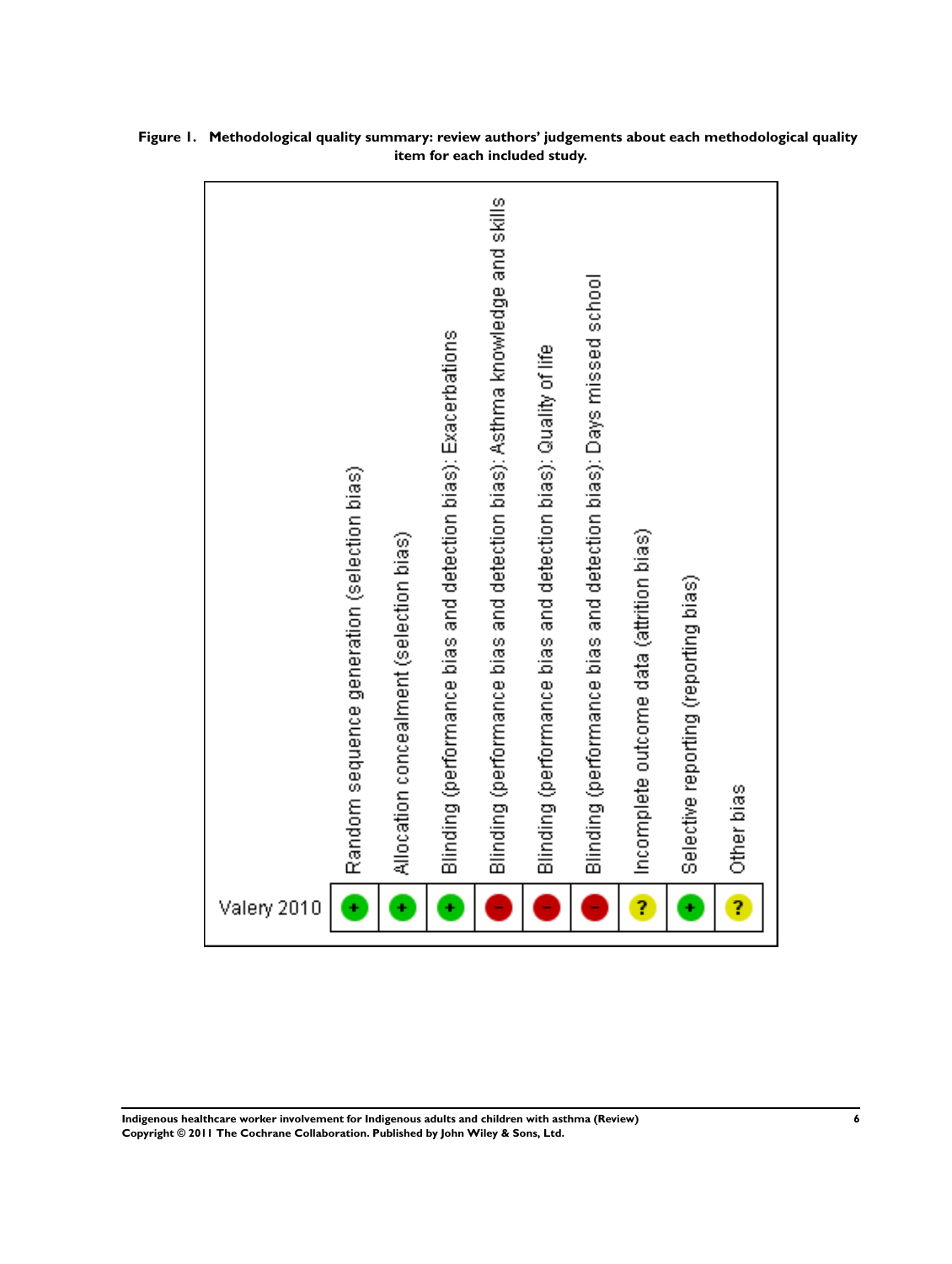**Figure 1. Methodological quality summary: review authors' judgements about each methodological quality item for each included study.**

| | Random sequence generation (selection bias) | Allocation concealment (selection bias) | Blinding (performance bias and detection bias): Exacerbations | Blinding (performance bias and detection bias): Asthma knowledge and skills | Blinding (performance bias and detection bias): Quality of life | Blinding (performance bias and detection bias): Days missed school | Incomplete outcome data (attrition bias) | Selective reporting (reporting bias) | Other bias |
|---|---|---|---|---|---|---|---|---|---|
| Valery 2010 | + | + | + | - | - | - | ? | + | ? |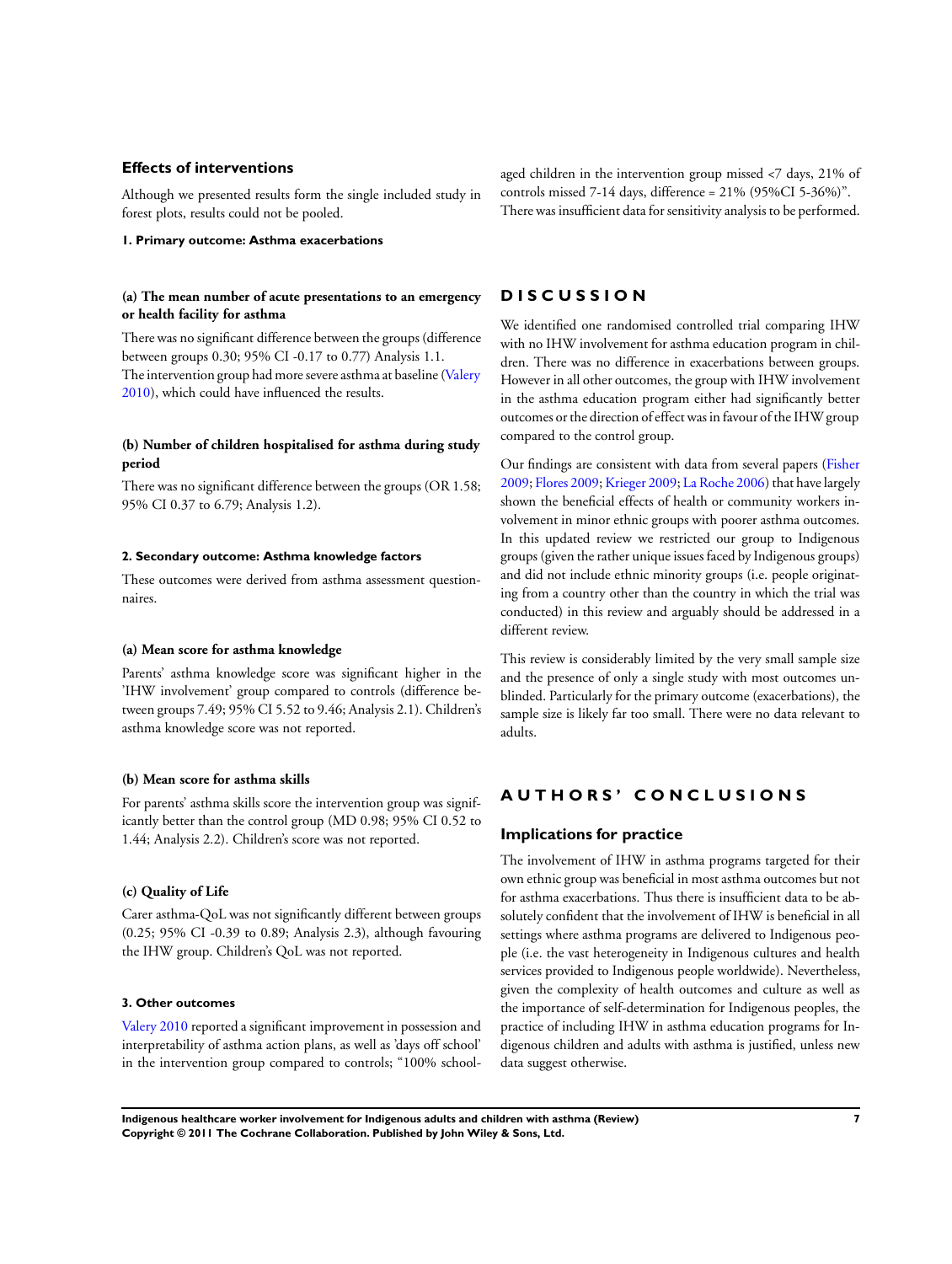## Effects of interventions

Although we presented results form the single included study in forest plots, results could not be pooled.

#### 1. Primary outcome: Asthma exacerbations

#### (a) The mean number of acute presentations to an emergency or health facility for asthma

There was no significant difference between the groups (difference between groups 0.30; 95% CI -0.17 to 0.77) Analysis 1.1. The intervention group had more severe asthma at baseline (Valery 2010), which could have influenced the results.

#### (b) Number of children hospitalised for asthma during study period

There was no significant difference between the groups (OR 1.58; 95% CI 0.37 to 6.79; Analysis 1.2).

#### 2. Secondary outcome: Asthma knowledge factors

These outcomes were derived from asthma assessment questionnaires.

#### (a) Mean score for asthma knowledge

Parents' asthma knowledge score was significant higher in the 'IHW involvement' group compared to controls (difference between groups 7.49; 95% CI 5.52 to 9.46; Analysis 2.1). Children's asthma knowledge score was not reported.

#### (b) Mean score for asthma skills

For parents' asthma skills score the intervention group was significantly better than the control group (MD 0.98; 95% CI 0.52 to 1.44; Analysis 2.2). Children's score was not reported.

#### (c) Quality of Life

Carer asthma-QoL was not significantly different between groups (0.25; 95% CI -0.39 to 0.89; Analysis 2.3), although favouring the IHW group. Children's QoL was not reported.

#### 3. Other outcomes

Valery 2010 reported a significant improvement in possession and interpretability of asthma action plans, as well as 'days off school' in the intervention group compared to controls; "100% school-aged children in the intervention group missed <7 days, 21% of controls missed 7-14 days, difference = 21% (95%CI 5-36%)". There was insufficient data for sensitivity analysis to be performed.

# DISCUSSION

We identified one randomised controlled trial comparing IHW with no IHW involvement for asthma education program in children. There was no difference in exacerbations between groups. However in all other outcomes, the group with IHW involvement in the asthma education program either had significantly better outcomes or the direction of effect was in favour of the IHW group compared to the control group.

Our findings are consistent with data from several papers (Fisher 2009; Flores 2009; Krieger 2009; La Roche 2006) that have largely shown the beneficial effects of health or community workers involvement in minor ethnic groups with poorer asthma outcomes. In this updated review we restricted our group to Indigenous groups (given the rather unique issues faced by Indigenous groups) and did not include ethnic minority groups (i.e. people originating from a country other than the country in which the trial was conducted) in this review and arguably should be addressed in a different review.

This review is considerably limited by the very small sample size and the presence of only a single study with most outcomes unblinded. Particularly for the primary outcome (exacerbations), the sample size is likely far too small. There were no data relevant to adults.

# AUTHORS' CONCLUSIONS

## Implications for practice

The involvement of IHW in asthma programs targeted for their own ethnic group was beneficial in most asthma outcomes but not for asthma exacerbations. Thus there is insufficient data to be absolutely confident that the involvement of IHW is beneficial in all settings where asthma programs are delivered to Indigenous people (i.e. the vast heterogeneity in Indigenous cultures and health services provided to Indigenous people worldwide). Nevertheless, given the complexity of health outcomes and culture as well as the importance of self-determination for Indigenous peoples, the practice of including IHW in asthma education programs for Indigenous children and adults with asthma is justified, unless new data suggest otherwise.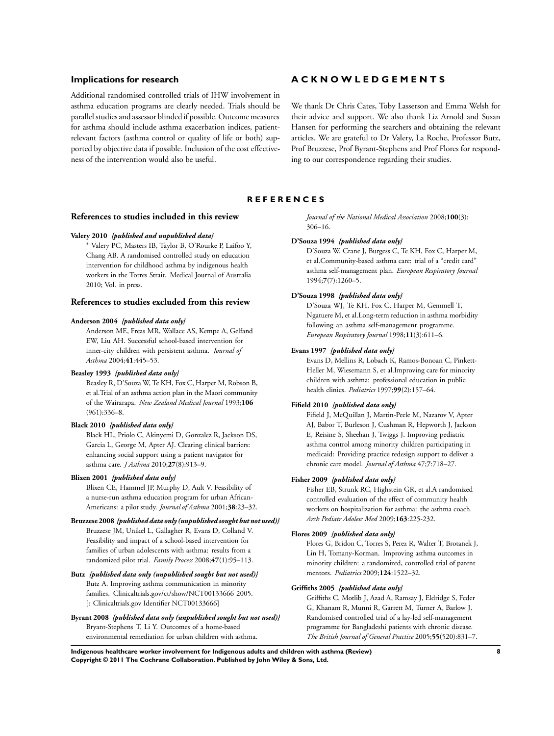### Implications for research

Additional randomised controlled trials of IHW involvement in asthma education programs are clearly needed. Trials should be parallel studies and assessor blinded if possible. Outcome measures for asthma should include asthma exacerbation indices, patient-relevant factors (asthma control or quality of life or both) supported by objective data if possible. Inclusion of the cost effectiveness of the intervention would also be useful.

# ACKNOWLEDGEMENTS

We thank Dr Chris Cates, Toby Lasserson and Emma Welsh for their advice and support. We also thank Liz Arnold and Susan Hansen for performing the searchers and obtaining the relevant articles. We are grateful to Dr Valery, La Roche, Professor Butz, Prof Bruzzese, Prof Byrant-Stephens and Prof Flores for responding to our correspondence regarding their studies.

# REFERENCES

## References to studies included in this review

**Valery 2010** *{published and unpublished data}*

\* Valery PC, Masters IB, Taylor B, O'Rourke P, Laifoo Y, Chang AB. A randomised controlled study on education intervention for childhood asthma by indigenous health workers in the Torres Strait. Medical Journal of Australia 2010; Vol. in press.

## References to studies excluded from this review

**Anderson 2004** *{published data only}*

Anderson ME, Freas MR, Wallace AS, Kempe A, Gelfand EW, Liu AH. Successful school-based intervention for inner-city children with persistent asthma. *Journal of Asthma* 2004;**41**:445–53.

**Beasley 1993** *{published data only}*

Beasley R, D'Souza W, Te KH, Fox C, Harper M, Robson B, et al.Trial of an asthma action plan in the Maori community of the Wairarapa. *New Zealand Medical Journal* 1993;**106** (961):336–8.

**Black 2010** *{published data only}*

Black HL, Priolo C, Akinyemi D, Gonzalez R, Jackson DS, Garcia L, George M, Apter AJ. Clearing clinical barriers: enhancing social support using a patient navigator for asthma care. *J Asthma* 2010;**27**(8):913–9.

**Blixen 2001** *{published data only}*

Blixen CE, Hammel JP, Murphy D, Ault V. Feasibility of a nurse-run asthma education program for urban African-Americans: a pilot study. *Journal of Asthma* 2001;**38**:23–32.

**Bruzzese 2008** *{published data only (unpublished sought but not used)}*

Bruzzese JM, Unikel L, Gallagher R, Evans D, Colland V. Feasibility and impact of a school-based intervention for families of urban adolescents with asthma: results from a randomized pilot trial. *Family Process* 2008;**47**(1):95–113.

**Butz** *{published data only (unpublished sought but not used)}*

Butz A. Improving asthma communication in minority families. Clinicaltrials.gov/ct/show/NCT00133666 2005. [: Clinicaltrials.gov Identifier NCT00133666]

**Byrant 2008** *{published data only (unpublished sought but not used)}*

Bryant-Stephens T, Li Y. Outcomes of a home-based environmental remediation for urban children with asthma. *Journal of the National Medical Association* 2008;**100**(3): 306–16.

**D'Souza 1994** *{published data only}*

D'Souza W, Crane J, Burgess C, Te KH, Fox C, Harper M, et al.Community-based asthma care: trial of a "credit card" asthma self-management plan. *European Respiratory Journal* 1994;**7**(7):1260–5.

**D'Souza 1998** *{published data only}*

D'Souza WJ, Te KH, Fox C, Harper M, Gemmell T, Ngatuere M, et al.Long-term reduction in asthma morbidity following an asthma self-management programme. *European Respiratory Journal* 1998;**11**(3):611–6.

**Evans 1997** *{published data only}*

Evans D, Mellins R, Lobach K, Ramos-Bonoan C, Pinkett-Heller M, Wiesemann S, et al.Improving care for minority children with asthma: professional education in public health clinics. *Pediatrics* 1997;**99**(2):157–64.

**Fifield 2010** *{published data only}*

Fifield J, McQuillan J, Martin-Peele M, Nazarov V, Apter AJ, Babor T, Burleson J, Cushman R, Hepworth J, Jackson E, Reisine S, Sheehan J, Twiggs J. Improving pediatric asthma control among minority children participating in medicaid: Providing practice redesign support to deliver a chronic care model. *Journal of Asthma* 47;**7**:718–27.

**Fisher 2009** *{published data only}*

Fisher EB, Strunk RC, Highstein GR, et al.A randomized controlled evaluation of the effect of community health workers on hospitalization for asthma: the asthma coach. *Arch Pediatr Adolesc Med* 2009;**163**:225-232.

**Flores 2009** *{published data only}*

Flores G, Bridon C, Torres S, Perez R, Walter T, Brotanek J, Lin H, Tomany-Korman. Improving asthma outcomes in minority children: a randomized, controlled trial of parent mentors. *Pediatrics* 2009;**124**:1522–32.

**Griffiths 2005** *{published data only}*

Griffiths C, Motlib J, Azad A, Ramsay J, Eldridge S, Feder G, Khanam R, Munni R, Garrett M, Turner A, Barlow J. Randomised controlled trial of a lay-led self-management programme for Bangladeshi patients with chronic disease. *The British Journal of General Practice* 2005;**55**(520):831–7.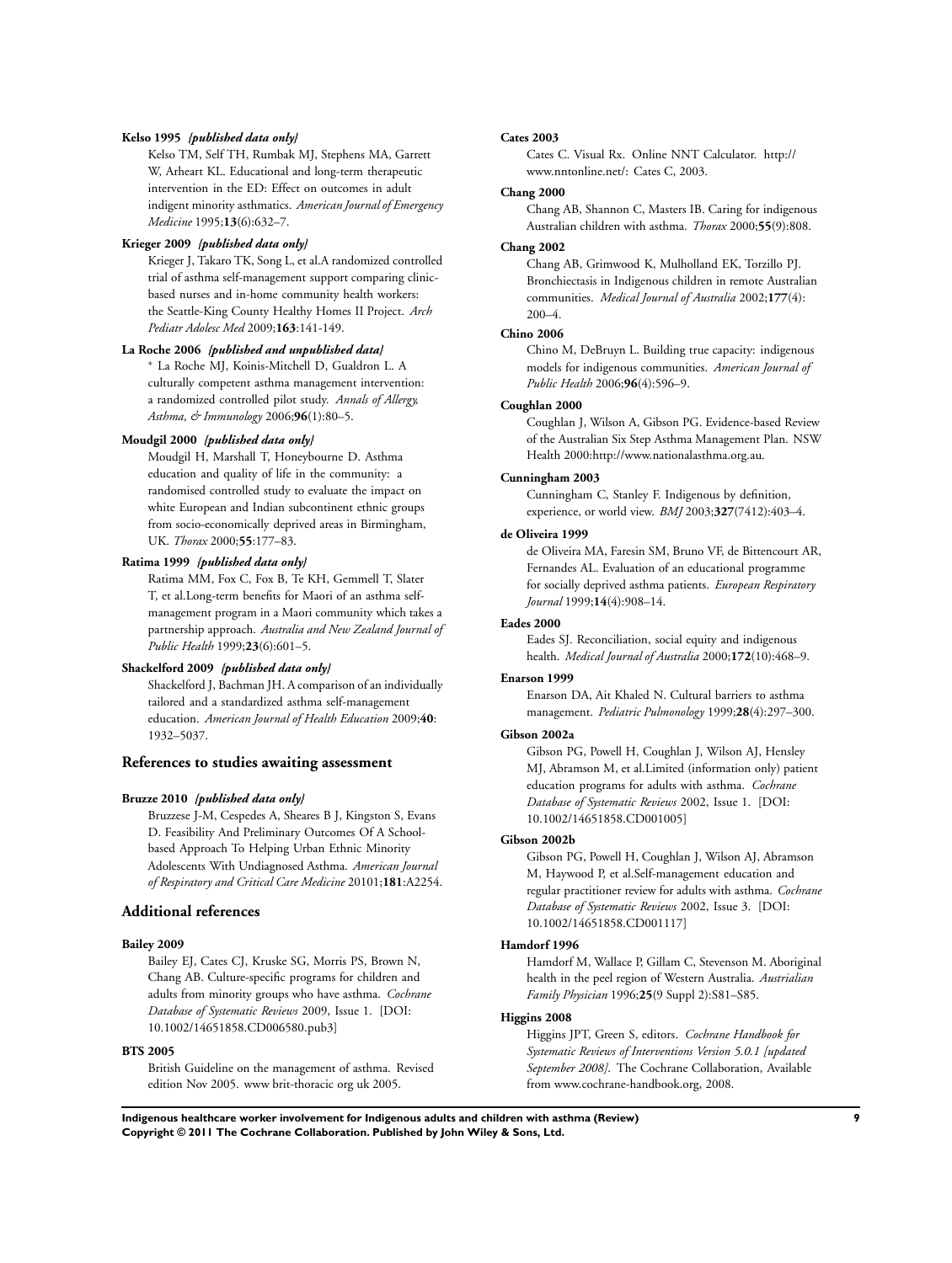**Kelso 1995** *{published data only}*

Kelso TM, Self TH, Rumbak MJ, Stephens MA, Garrett W, Arheart KL. Educational and long-term therapeutic intervention in the ED: Effect on outcomes in adult indigent minority asthmatics. *American Journal of Emergency Medicine* 1995;**13**(6):632–7.

**Krieger 2009** *{published data only}*

Krieger J, Takaro TK, Song L, et al.A randomized controlled trial of asthma self-management support comparing clinic-based nurses and in-home community health workers: the Seattle-King County Healthy Homes II Project. *Arch Pediatr Adolesc Med* 2009;**163**:141-149.

**La Roche 2006** *{published and unpublished data}*

* La Roche MJ, Koinis-Mitchell D, Gualdron L. A culturally competent asthma management intervention: a randomized controlled pilot study. *Annals of Allergy, Asthma, & Immunology* 2006;**96**(1):80–5.

**Moudgil 2000** *{published data only}*

Moudgil H, Marshall T, Honeybourne D. Asthma education and quality of life in the community: a randomised controlled study to evaluate the impact on white European and Indian subcontinent ethnic groups from socio-economically deprived areas in Birmingham, UK. *Thorax* 2000;**55**:177–83.

**Ratima 1999** *{published data only}*

Ratima MM, Fox C, Fox B, Te KH, Gemmell T, Slater T, et al.Long-term benefits for Maori of an asthma self-management program in a Maori community which takes a partnership approach. *Australia and New Zealand Journal of Public Health* 1999;**23**(6):601–5.

**Shackelford 2009** *{published data only}*

Shackelford J, Bachman JH. A comparison of an individually tailored and a standardized asthma self-management education. *American Journal of Health Education* 2009;**40**: 1932–5037.

### References to studies awaiting assessment

**Brusze 2010** *{published data only}*

Bruzzese J-M, Cespedes A, Sheares B J, Kingston S, Evans D. Feasibility And Preliminary Outcomes Of A School-based Approach To Helping Urban Ethnic Minority Adolescents With Undiagnosed Asthma. *American Journal of Respiratory and Critical Care Medicine* 20101;**181**:A2254.

## Additional references

**Bailey 2009**

Bailey EJ, Cates CJ, Kruske SG, Morris PS, Brown N, Chang AB. Culture-specific programs for children and adults from minority groups who have asthma. *Cochrane Database of Systematic Reviews* 2009, Issue 1. [DOI: 10.1002/14651858.CD006580.pub3]

**BTS 2005**

British Guideline on the management of asthma. Revised edition Nov 2005. www brit-thoracic org uk 2005.

**Cates 2003**

Cates C. Visual Rx. Online NNT Calculator. http://www.nntonline.net/: Cates C, 2003.

**Chang 2000**

Chang AB, Shannon C, Masters IB. Caring for indigenous Australian children with asthma. *Thorax* 2000;**55**(9):808.

**Chang 2002**

Chang AB, Grimwood K, Mulholland EK, Torzillo PJ. Bronchiectasis in Indigenous children in remote Australian communities. *Medical Journal of Australia* 2002;**177**(4): 200–4.

**Chino 2006**

Chino M, DeBruyn L. Building true capacity: indigenous models for indigenous communities. *American Journal of Public Health* 2006;**96**(4):596–9.

**Coughlan 2000**

Coughlan J, Wilson A, Gibson PG. Evidence-based Review of the Australian Six Step Asthma Management Plan. NSW Health 2000:http://www.nationalasthma.org.au.

**Cunningham 2003**

Cunningham C, Stanley F. Indigenous by definition, experience, or world view. *BMJ* 2003;**327**(7412):403–4.

**de Oliveira 1999**

de Oliveira MA, Faresin SM, Bruno VF, de Bittencourt AR, Fernandes AL. Evaluation of an educational programme for socially deprived asthma patients. *European Respiratory Journal* 1999;**14**(4):908–14.

**Eades 2000**

Eades SJ. Reconciliation, social equity and indigenous health. *Medical Journal of Australia* 2000;**172**(10):468–9.

**Enarson 1999**

Enarson DA, Ait Khaled N. Cultural barriers to asthma management. *Pediatric Pulmonology* 1999;**28**(4):297–300.

**Gibson 2002a**

Gibson PG, Powell H, Coughlan J, Wilson AJ, Hensley MJ, Abramson M, et al.Limited (information only) patient education programs for adults with asthma. *Cochrane Database of Systematic Reviews* 2002, Issue 1. [DOI: 10.1002/14651858.CD001005]

**Gibson 2002b**

Gibson PG, Powell H, Coughlan J, Wilson AJ, Abramson M, Haywood P, et al.Self-management education and regular practitioner review for adults with asthma. *Cochrane Database of Systematic Reviews* 2002, Issue 3. [DOI: 10.1002/14651858.CD001117]

**Hamdorf 1996**

Hamdorf M, Wallace P, Gillam C, Stevenson M. Aboriginal health in the peel region of Western Australia. *Austrialian Family Physician* 1996;**25**(9 Suppl 2):S81–S85.

**Higgins 2008**

Higgins JPT, Green S, editors. *Cochrane Handbook for Systematic Reviews of Interventions Version 5.0.1 [updated September 2008].* The Cochrane Collaboration, Available from www.cochrane-handbook.org, 2008.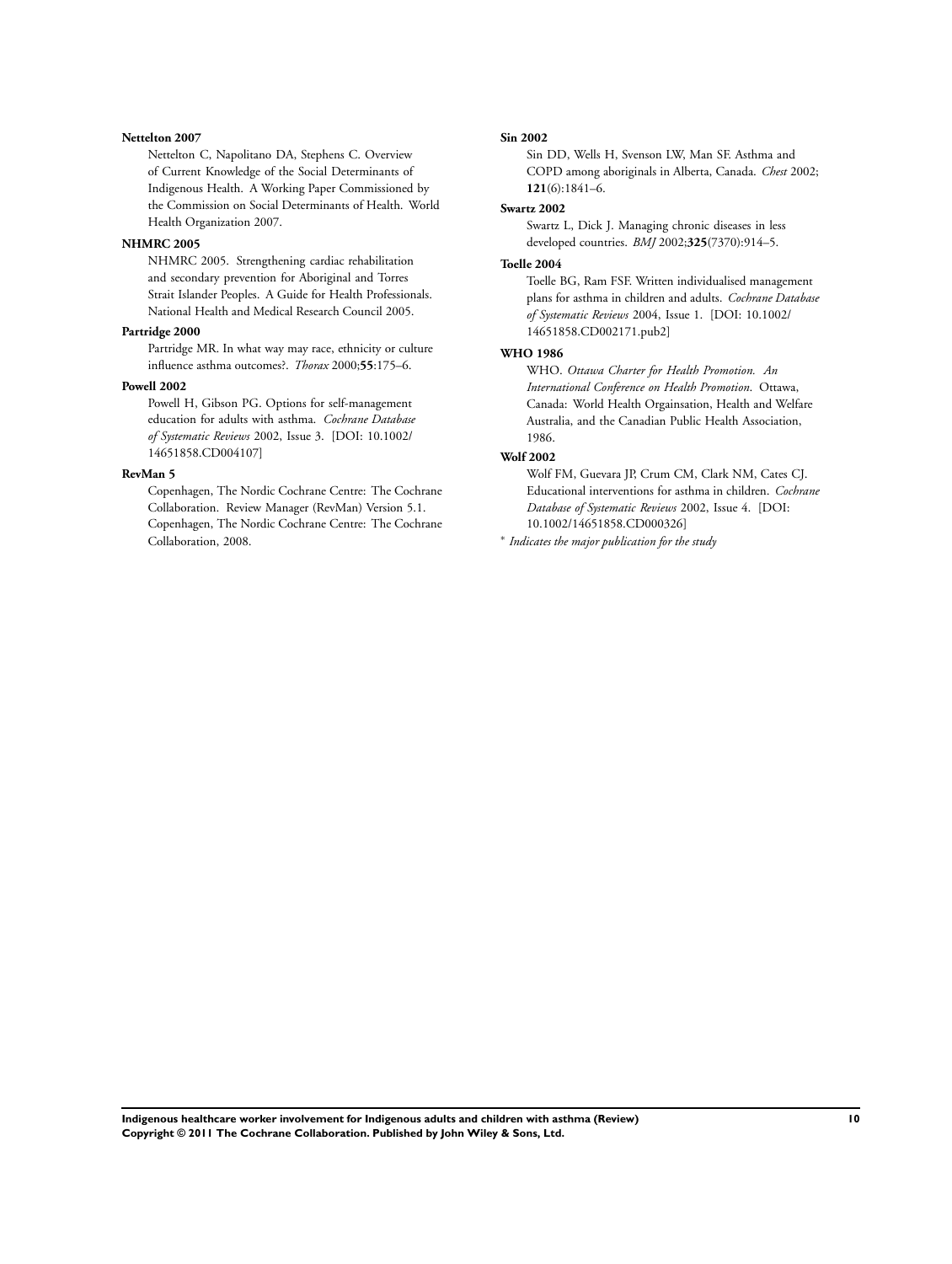**Nettelton 2007**

Nettelton C, Napolitano DA, Stephens C. Overview of Current Knowledge of the Social Determinants of Indigenous Health. A Working Paper Commissioned by the Commission on Social Determinants of Health. World Health Organization 2007.

**NHMRC 2005**

NHMRC 2005. Strengthening cardiac rehabilitation and secondary prevention for Aboriginal and Torres Strait Islander Peoples. A Guide for Health Professionals. National Health and Medical Research Council 2005.

**Partridge 2000**

Partridge MR. In what way may race, ethnicity or culture influence asthma outcomes?. *Thorax* 2000;**55**:175–6.

**Powell 2002**

Powell H, Gibson PG. Options for self-management education for adults with asthma. *Cochrane Database of Systematic Reviews* 2002, Issue 3. [DOI: 10.1002/14651858.CD004107]

**RevMan 5**

Copenhagen, The Nordic Cochrane Centre: The Cochrane Collaboration. Review Manager (RevMan) Version 5.1. Copenhagen, The Nordic Cochrane Centre: The Cochrane Collaboration, 2008.

**Sin 2002**

Sin DD, Wells H, Svenson LW, Man SF. Asthma and COPD among aboriginals in Alberta, Canada. *Chest* 2002; **121**(6):1841–6.

**Swartz 2002**

Swartz L, Dick J. Managing chronic diseases in less developed countries. *BMJ* 2002;**325**(7370):914–5.

**Toelle 2004**

Toelle BG, Ram FSF. Written individualised management plans for asthma in children and adults. *Cochrane Database of Systematic Reviews* 2004, Issue 1. [DOI: 10.1002/14651858.CD002171.pub2]

**WHO 1986**

WHO. *Ottawa Charter for Health Promotion. An International Conference on Health Promotion*. Ottawa, Canada: World Health Orgainsation, Health and Welfare Australia, and the Canadian Public Health Association, 1986.

**Wolf 2002**

Wolf FM, Guevara JP, Crum CM, Clark NM, Cates CJ. Educational interventions for asthma in children. *Cochrane Database of Systematic Reviews* 2002, Issue 4. [DOI: 10.1002/14651858.CD000326]

* *Indicates the major publication for the study*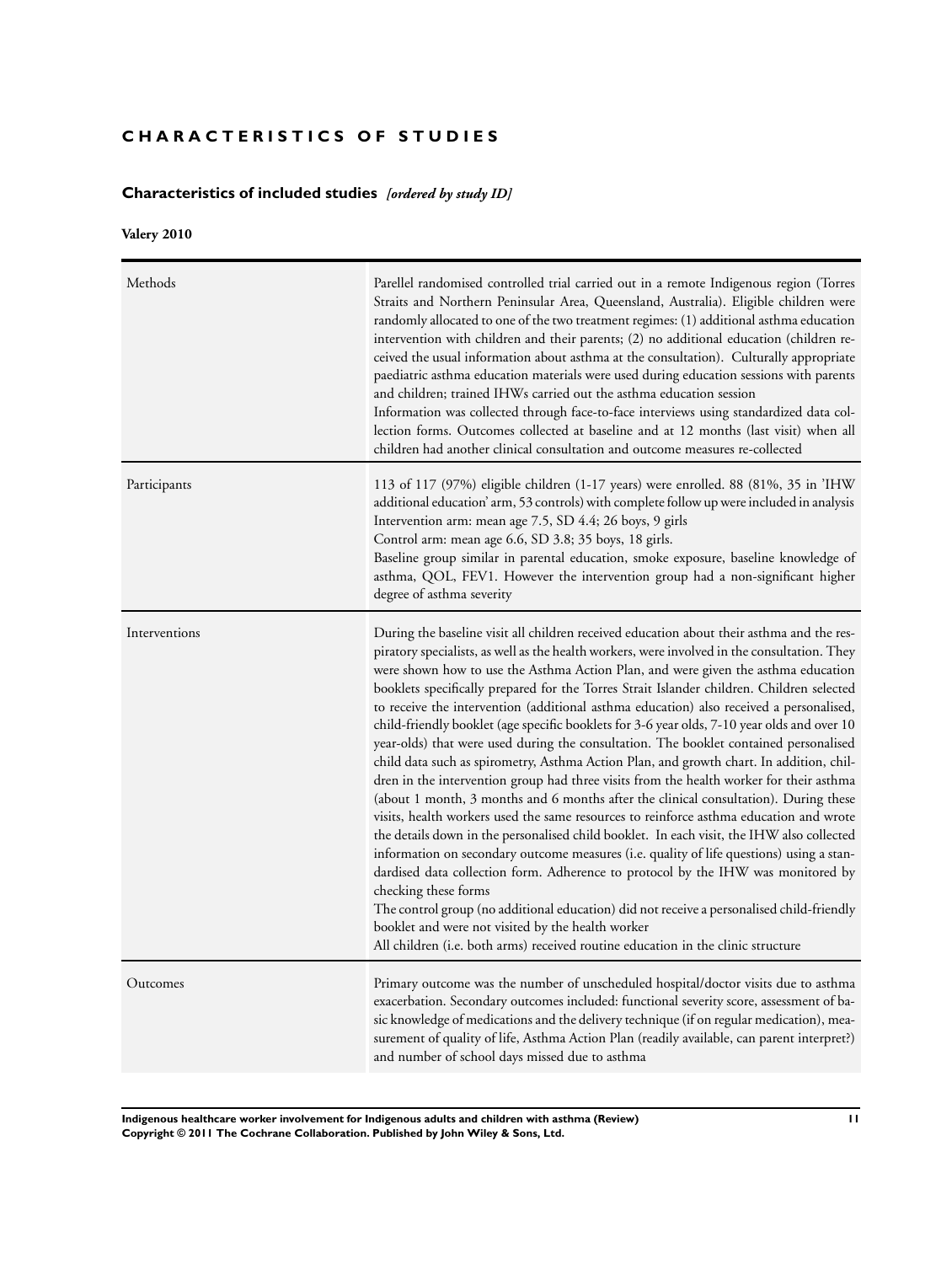# CHARACTERISTICS OF STUDIES

## Characteristics of included studies *[ordered by study ID]*

**Valery 2010**

| | |
|---|---|
| Methods | Parellel randomised controlled trial carried out in a remote Indigenous region (Torres Straits and Northern Peninsular Area, Queensland, Australia). Eligible children were randomly allocated to one of the two treatment regimes: (1) additional asthma education intervention with children and their parents; (2) no additional education (children received the usual information about asthma at the consultation). Culturally appropriate paediatric asthma education materials were used during education sessions with parents and children; trained IHWs carried out the asthma education session<br>Information was collected through face-to-face interviews using standardized data collection forms. Outcomes collected at baseline and at 12 months (last visit) when all children had another clinical consultation and outcome measures re-collected |
| Participants | 113 of 117 (97%) eligible children (1-17 years) were enrolled. 88 (81%, 35 in 'IHW additional education' arm, 53 controls) with complete follow up were included in analysis<br>Intervention arm: mean age 7.5, SD 4.4; 26 boys, 9 girls<br>Control arm: mean age 6.6, SD 3.8; 35 boys, 18 girls.<br>Baseline group similar in parental education, smoke exposure, baseline knowledge of asthma, QOL, FEV1. However the intervention group had a non-significant higher degree of asthma severity |
| Interventions | During the baseline visit all children received education about their asthma and the respiratory specialists, as well as the health workers, were involved in the consultation. They were shown how to use the Asthma Action Plan, and were given the asthma education booklets specifically prepared for the Torres Strait Islander children. Children selected to receive the intervention (additional asthma education) also received a personalised, child-friendly booklet (age specific booklets for 3-6 year olds, 7-10 year olds and over 10 year-olds) that were used during the consultation. The booklet contained personalised child data such as spirometry, Asthma Action Plan, and growth chart. In addition, children in the intervention group had three visits from the health worker for their asthma (about 1 month, 3 months and 6 months after the clinical consultation). During these visits, health workers used the same resources to reinforce asthma education and wrote the details down in the personalised child booklet. In each visit, the IHW also collected information on secondary outcome measures (i.e. quality of life questions) using a standardised data collection form. Adherence to protocol by the IHW was monitored by checking these forms<br>The control group (no additional education) did not receive a personalised child-friendly booklet and were not visited by the health worker<br>All children (i.e. both arms) received routine education in the clinic structure |
| Outcomes | Primary outcome was the number of unscheduled hospital/doctor visits due to asthma exacerbation. Secondary outcomes included: functional severity score, assessment of basic knowledge of medications and the delivery technique (if on regular medication), measurement of quality of life, Asthma Action Plan (readily available, can parent interpret?) and number of school days missed due to asthma |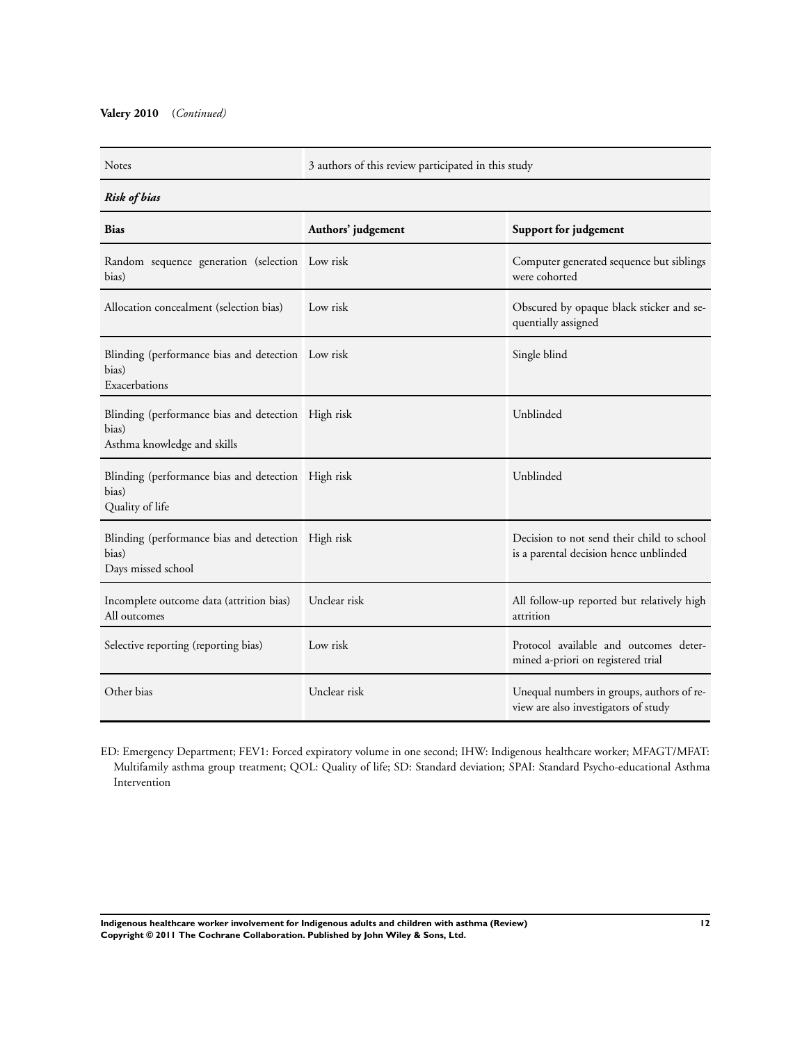**Valery 2010** (*Continued*)

| Notes | 3 authors of this review participated in this study | |
|---|---|---|
| ***Risk of bias*** | | |
| **Bias** | **Authors' judgement** | **Support for judgement** |
| Random sequence generation (selection bias) | Low risk | Computer generated sequence but siblings were cohorted |
| Allocation concealment (selection bias) | Low risk | Obscured by opaque black sticker and sequentially assigned |
| Blinding (performance bias and detection bias)<br>Exacerbations | Low risk | Single blind |
| Blinding (performance bias and detection bias)<br>Asthma knowledge and skills | High risk | Unblinded |
| Blinding (performance bias and detection bias)<br>Quality of life | High risk | Unblinded |
| Blinding (performance bias and detection bias)<br>Days missed school | High risk | Decision to not send their child to school is a parental decision hence unblinded |
| Incomplete outcome data (attrition bias)<br>All outcomes | Unclear risk | All follow-up reported but relatively high attrition |
| Selective reporting (reporting bias) | Low risk | Protocol available and outcomes determined a-priori on registered trial |
| Other bias | Unclear risk | Unequal numbers in groups, authors of review are also investigators of study |

ED: Emergency Department; FEV1: Forced expiratory volume in one second; IHW: Indigenous healthcare worker; MFAGT/MFAT: Multifamily asthma group treatment; QOL: Quality of life; SD: Standard deviation; SPAI: Standard Psycho-educational Asthma Intervention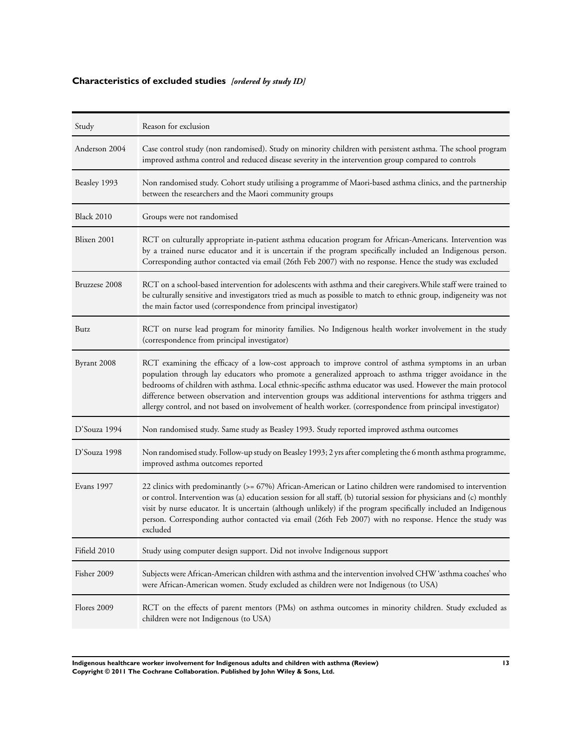### Characteristics of excluded studies *[ordered by study ID]*

| Study | Reason for exclusion |
| --- | --- |
| Anderson 2004 | Case control study (non randomised). Study on minority children with persistent asthma. The school program improved asthma control and reduced disease severity in the intervention group compared to controls |
| Beasley 1993 | Non randomised study. Cohort study utilising a programme of Maori-based asthma clinics, and the partnership between the researchers and the Maori community groups |
| Black 2010 | Groups were not randomised |
| Blixen 2001 | RCT on culturally appropriate in-patient asthma education program for African-Americans. Intervention was by a trained nurse educator and it is uncertain if the program specifically included an Indigenous person. Corresponding author contacted via email (26th Feb 2007) with no response. Hence the study was excluded |
| Bruzzese 2008 | RCT on a school-based intervention for adolescents with asthma and their caregivers.While staff were trained to be culturally sensitive and investigators tried as much as possible to match to ethnic group, indigeneity was not the main factor used (correspondence from principal investigator) |
| Butz | RCT on nurse lead program for minority families. No Indigenous health worker involvement in the study (correspondence from principal investigator) |
| Byrant 2008 | RCT examining the efficacy of a low-cost approach to improve control of asthma symptoms in an urban population through lay educators who promote a generalized approach to asthma trigger avoidance in the bedrooms of children with asthma. Local ethnic-specific asthma educator was used. However the main protocol difference between observation and intervention groups was additional interventions for asthma triggers and allergy control, and not based on involvement of health worker. (correspondence from principal investigator) |
| D'Souza 1994 | Non randomised study. Same study as Beasley 1993. Study reported improved asthma outcomes |
| D'Souza 1998 | Non randomised study. Follow-up study on Beasley 1993; 2 yrs after completing the 6 month asthma programme, improved asthma outcomes reported |
| Evans 1997 | 22 clinics with predominantly (>= 67%) African-American or Latino children were randomised to intervention or control. Intervention was (a) education session for all staff, (b) tutorial session for physicians and (c) monthly visit by nurse educator. It is uncertain (although unlikely) if the program specifically included an Indigenous person. Corresponding author contacted via email (26th Feb 2007) with no response. Hence the study was excluded |
| Fifield 2010 | Study using computer design support. Did not involve Indigenous support |
| Fisher 2009 | Subjects were African-American children with asthma and the intervention involved CHW 'asthma coaches' who were African-American women. Study excluded as children were not Indigenous (to USA) |
| Flores 2009 | RCT on the effects of parent mentors (PMs) on asthma outcomes in minority children. Study excluded as children were not Indigenous (to USA) |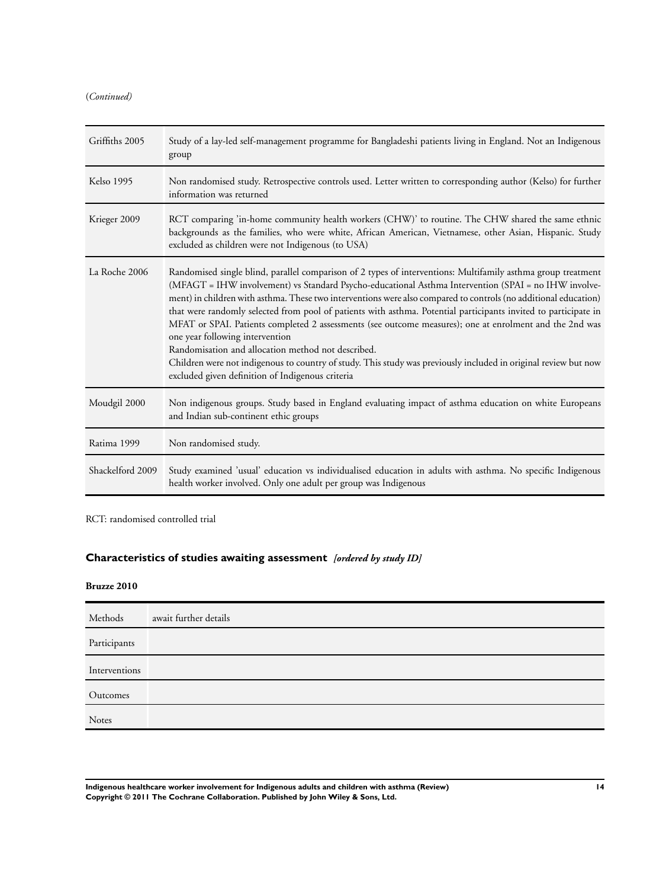(*Continued*)

| | |
|---|---|
| Griffiths 2005 | Study of a lay-led self-management programme for Bangladeshi patients living in England. Not an Indigenous group |
| Kelso 1995 | Non randomised study. Retrospective controls used. Letter written to corresponding author (Kelso) for further information was returned |
| Krieger 2009 | RCT comparing 'in-home community health workers (CHW)' to routine. The CHW shared the same ethnic backgrounds as the families, who were white, African American, Vietnamese, other Asian, Hispanic. Study excluded as children were not Indigenous (to USA) |
| La Roche 2006 | Randomised single blind, parallel comparison of 2 types of interventions: Multifamily asthma group treatment (MFAGT = IHW involvement) vs Standard Psycho-educational Asthma Intervention (SPAI = no IHW involvement) in children with asthma. These two interventions were also compared to controls (no additional education) that were randomly selected from pool of patients with asthma. Potential participants invited to participate in MFAT or SPAI. Patients completed 2 assessments (see outcome measures); one at enrolment and the 2nd was one year following intervention<br>Randomisation and allocation method not described.<br>Children were not indigenous to country of study. This study was previously included in original review but now excluded given definition of Indigenous criteria |
| Moudgil 2000 | Non indigenous groups. Study based in England evaluating impact of asthma education on white Europeans and Indian sub-continent ethic groups |
| Ratima 1999 | Non randomised study. |
| Shackelford 2009 | Study examined 'usual' education vs individualised education in adults with asthma. No specific Indigenous health worker involved. Only one adult per group was Indigenous |

RCT: randomised controlled trial

## Characteristics of studies awaiting assessment *[ordered by study ID]*

**Bruzze 2010**

| | |
|---|---|
| Methods | await further details |
| Participants | |
| Interventions | |
| Outcomes | |
| Notes | |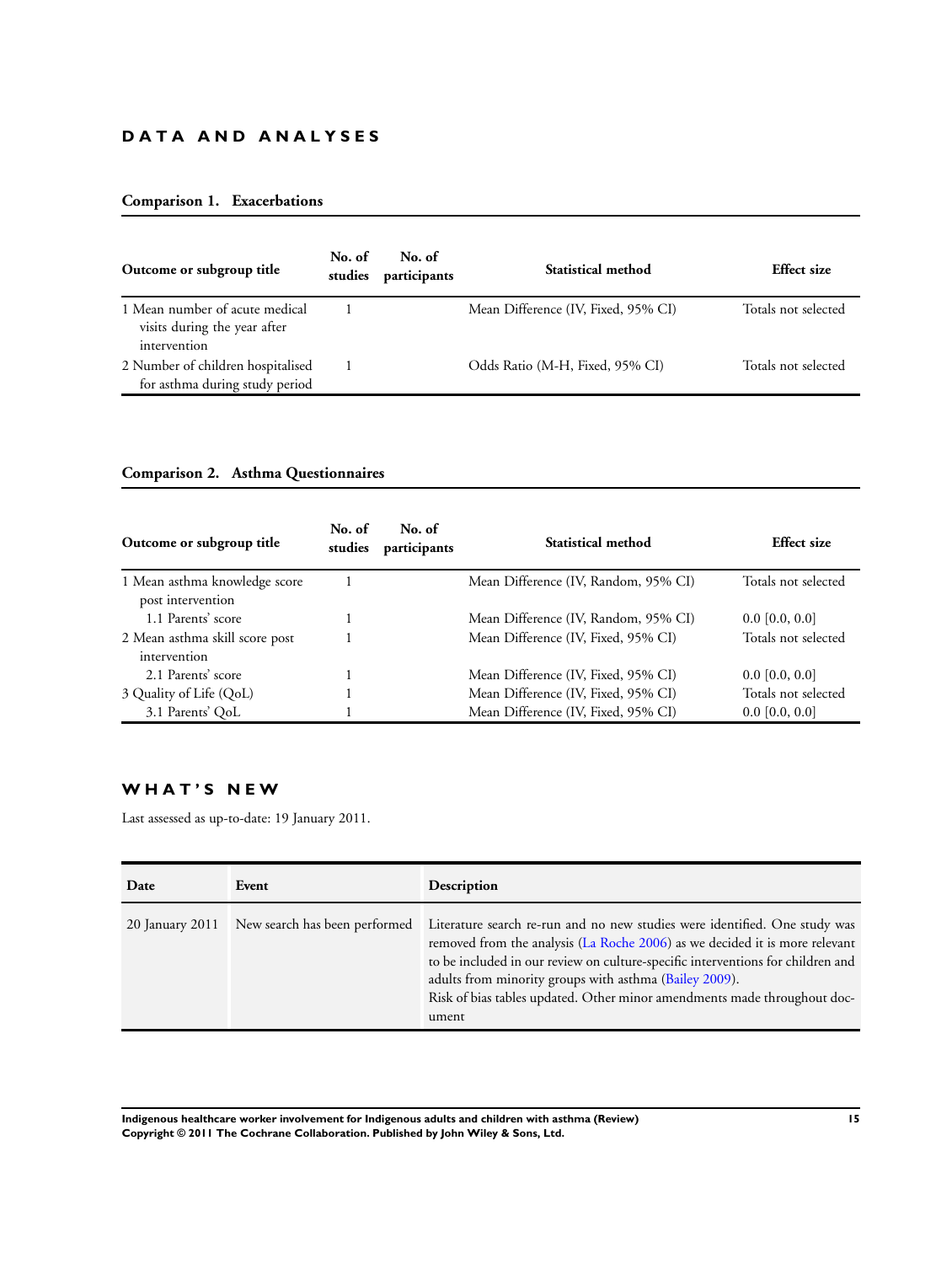# DATA AND ANALYSES

### Comparison 1. Exacerbations

| Outcome or subgroup title | No. of studies | No. of participants | Statistical method | Effect size |
|---|---|---|---|---|
| 1 Mean number of acute medical visits during the year after intervention | 1 | | Mean Difference (IV, Fixed, 95% CI) | Totals not selected |
| 2 Number of children hospitalised for asthma during study period | 1 | | Odds Ratio (M-H, Fixed, 95% CI) | Totals not selected |

### Comparison 2. Asthma Questionnaires

| Outcome or subgroup title | No. of studies | No. of participants | Statistical method | Effect size |
|---|---|---|---|---|
| 1 Mean asthma knowledge score post intervention | 1 | | Mean Difference (IV, Random, 95% CI) | Totals not selected |
| 1.1 Parents' score | 1 | | Mean Difference (IV, Random, 95% CI) | 0.0 [0.0, 0.0] |
| 2 Mean asthma skill score post intervention | 1 | | Mean Difference (IV, Fixed, 95% CI) | Totals not selected |
| 2.1 Parents' score | 1 | | Mean Difference (IV, Fixed, 95% CI) | 0.0 [0.0, 0.0] |
| 3 Quality of Life (QoL) | 1 | | Mean Difference (IV, Fixed, 95% CI) | Totals not selected |
| 3.1 Parents' QoL | 1 | | Mean Difference (IV, Fixed, 95% CI) | 0.0 [0.0, 0.0] |

# WHAT'S NEW

Last assessed as up-to-date: 19 January 2011.

| Date | Event | Description |
|---|---|---|
| 20 January 2011 | New search has been performed | Literature search re-run and no new studies were identified. One study was removed from the analysis (La Roche 2006) as we decided it is more relevant to be included in our review on culture-specific interventions for children and adults from minority groups with asthma (Bailey 2009). Risk of bias tables updated. Other minor amendments made throughout document |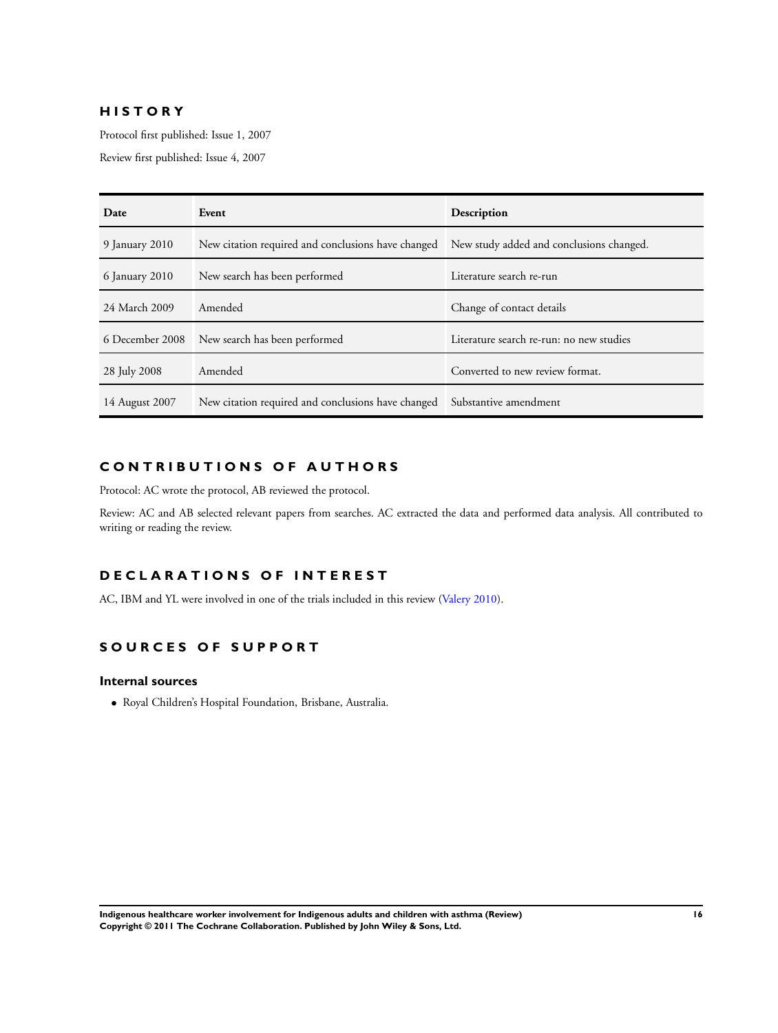## HISTORY

Protocol first published: Issue 1, 2007

Review first published: Issue 4, 2007

| Date | Event | Description |
|---|---|---|
| 9 January 2010 | New citation required and conclusions have changed | New study added and conclusions changed. |
| 6 January 2010 | New search has been performed | Literature search re-run |
| 24 March 2009 | Amended | Change of contact details |
| 6 December 2008 | New search has been performed | Literature search re-run: no new studies |
| 28 July 2008 | Amended | Converted to new review format. |
| 14 August 2007 | New citation required and conclusions have changed | Substantive amendment |

## CONTRIBUTIONS OF AUTHORS

Protocol: AC wrote the protocol, AB reviewed the protocol.

Review: AC and AB selected relevant papers from searches. AC extracted the data and performed data analysis. All contributed to writing or reading the review.

## DECLARATIONS OF INTEREST

AC, IBM and YL were involved in one of the trials included in this review (Valery 2010).

## SOURCES OF SUPPORT

### Internal sources

- Royal Children's Hospital Foundation, Brisbane, Australia.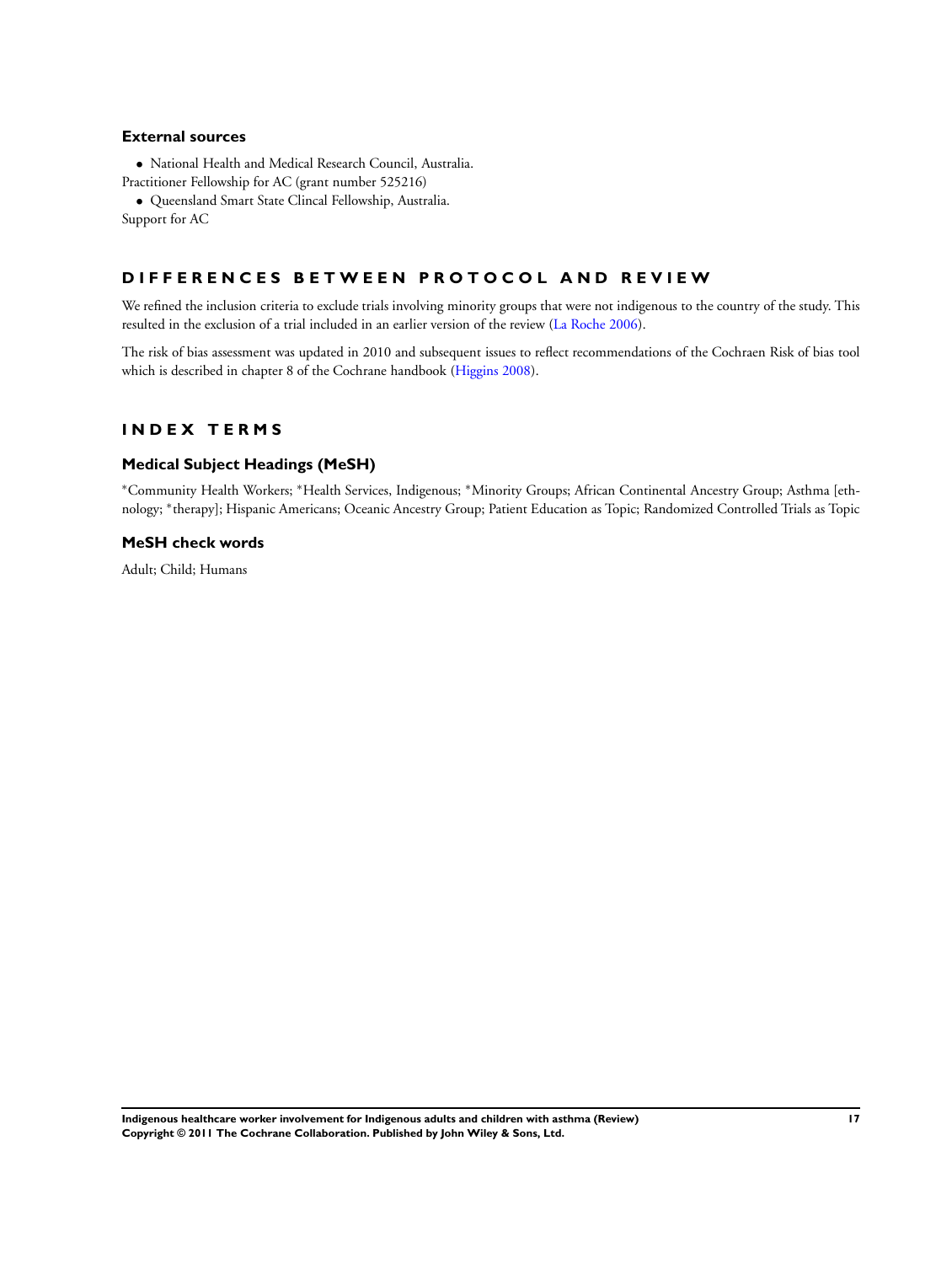### External sources

- National Health and Medical Research Council, Australia.

Practitioner Fellowship for AC (grant number 525216)

- Queensland Smart State Clincal Fellowship, Australia.

Support for AC

## DIFFERENCES BETWEEN PROTOCOL AND REVIEW

We refined the inclusion criteria to exclude trials involving minority groups that were not indigenous to the country of the study. This resulted in the exclusion of a trial included in an earlier version of the review (La Roche 2006).

The risk of bias assessment was updated in 2010 and subsequent issues to reflect recommendations of the Cochraen Risk of bias tool which is described in chapter 8 of the Cochrane handbook (Higgins 2008).

## INDEX TERMS

### Medical Subject Headings (MeSH)

*Community Health Workers; *Health Services, Indigenous; *Minority Groups; African Continental Ancestry Group; Asthma [ethnology; *therapy]; Hispanic Americans; Oceanic Ancestry Group; Patient Education as Topic; Randomized Controlled Trials as Topic

### MeSH check words

Adult; Child; Humans